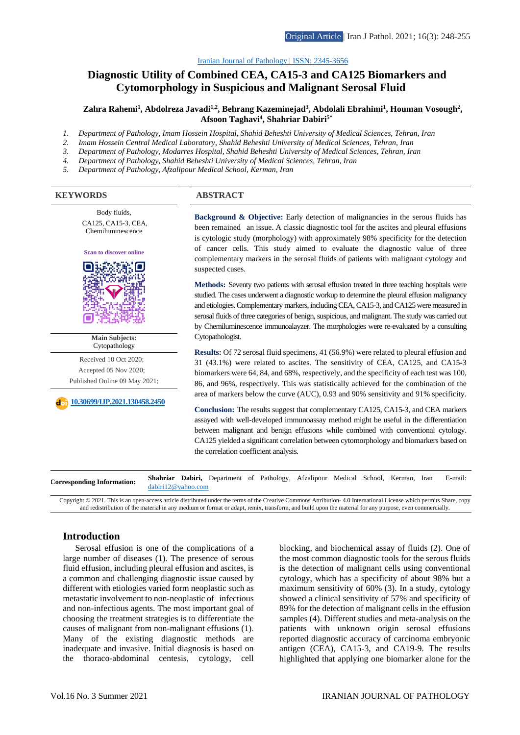Iranian Journal of Pathology | ISSN: 2345-3656

# Diagnostic Utility of Combined CEA, CA15-3 and CA125 Biomarkers and Cytomorphology in Suspicious and Malignant Serosal Fluid

**Zahra Rahemi[1], Abdolreza Javadi[1,2], Behrang Kazeminejad[3], Abdolali Ebrahimi[1], Houman Vosough[2], Afsoon Taghavi[4], Shahriar Dabiri[5*]**

1. *Department of Pathology, Imam Hossein Hospital, Shahid Beheshti University of Medical Sciences, Tehran, Iran*
2. *Imam Hossein Central Medical Laboratory, Shahid Beheshti University of Medical Sciences, Tehran, Iran*
3. *Department of Pathology, Modarres Hospital, Shahid Beheshti University of Medical Sciences, Tehran, Iran*
4. *Department of Pathology, Shahid Beheshti University of Medical Sciences, Tehran, Iran*
5. *Department of Pathology, Afzalipour Medical School, Kerman, Iran*

## KEYWORDS

Body fluids, CA125, CA15-3, CEA, Chemiluminescence

Scan to discover online

**Main Subjects:** Cytopathology

Received 10 Oct 2020;
Accepted 05 Nov 2020;
Published Online 09 May 2021;

10.30699/IJP.2021.130458.2450

## ABSTRACT

**Background & Objective:** Early detection of malignancies in the serous fluids has been remained an issue. A classic diagnostic tool for the ascites and pleural effusions is cytologic study (morphology) with approximately 98% specificity for the detection of cancer cells. This study aimed to evaluate the diagnostic value of three complementary markers in the serosal fluids of patients with malignant cytology and suspected cases.

**Methods:** Seventy two patients with serosal effusion treated in three teaching hospitals were studied. The cases underwent a diagnostic workup to determine the pleural effusion malignancy and etiologies. Complementary markers, including CEA, CA15-3, and CA125 were measured in serosal fluids of three categories of benign, suspicious, and malignant. The study was carried out by Chemiluminescence immunoalayzer. The morphologies were re-evaluated by a consulting Cytopathologist.

**Results:** Of 72 serosal fluid specimens, 41 (56.9%) were related to pleural effusion and 31 (43.1%) were related to ascites. The sensitivity of CEA, CA125, and CA15-3 biomarkers were 64, 84, and 68%, respectively, and the specificity of each test was 100, 86, and 96%, respectively. This was statistically achieved for the combination of the area of markers below the curve (AUC), 0.93 and 90% sensitivity and 91% specificity.

**Conclusion:** The results suggest that complementary CA125, CA15-3, and CEA markers assayed with well-developed immunoassay method might be useful in the differentiation between malignant and benign effusions while combined with conventional cytology. CA125 yielded a significant correlation between cytomorphology and biomarkers based on the correlation coefficient analysis.

**Corresponding Information:** **Shahriar Dabiri,** Department of Pathology, Afzalipour Medical School, Kerman, Iran E-mail: dabiri12@yahoo.com

Copyright © 2021. This is an open-access article distributed under the terms of the Creative Commons Attribution- 4.0 International License which permits Share, copy and redistribution of the material in any medium or format or adapt, remix, transform, and build upon the material for any purpose, even commercially.

## Introduction

Serosal effusion is one of the complications of a large number of diseases (1). The presence of serous fluid effusion, including pleural effusion and ascites, is a common and challenging diagnostic issue caused by different with etiologies varied form neoplastic such as metastatic involvement to non-neoplastic of infectious and non-infectious agents. The most important goal of choosing the treatment strategies is to differentiate the causes of malignant from non-malignant effusions (1). Many of the existing diagnostic methods are inadequate and invasive. Initial diagnosis is based on the thoraco-abdominal centesis, cytology, cell blocking, and biochemical assay of fluids (2). One of the most common diagnostic tools for the serous fluids is the detection of malignant cells using conventional cytology, which has a specificity of about 98% but a maximum sensitivity of 60% (3). In a study, cytology showed a clinical sensitivity of 57% and specificity of 89% for the detection of malignant cells in the effusion samples (4). Different studies and meta-analysis on the patients with unknown origin serosal effusions reported diagnostic accuracy of carcinoma embryonic antigen (CEA), CA15-3, and CA19-9. The results highlighted that applying one biomarker alone for the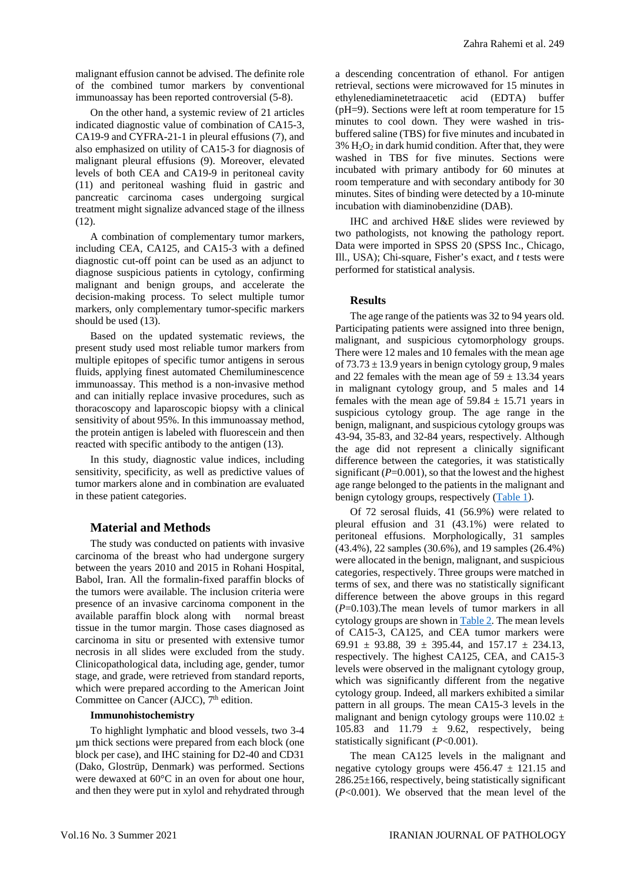malignant effusion cannot be advised. The definite role of the combined tumor markers by conventional immunoassay has been reported controversial (5-8).

On the other hand, a systemic review of 21 articles indicated diagnostic value of combination of CA15-3, CA19-9 and CYFRA-21-1 in pleural effusions (7), and also emphasized on utility of CA15-3 for diagnosis of malignant pleural effusions (9). Moreover, elevated levels of both CEA and CA19-9 in peritoneal cavity (11) and peritoneal washing fluid in gastric and pancreatic carcinoma cases undergoing surgical treatment might signalize advanced stage of the illness (12).

A combination of complementary tumor markers, including CEA, CA125, and CA15-3 with a defined diagnostic cut-off point can be used as an adjunct to diagnose suspicious patients in cytology, confirming malignant and benign groups, and accelerate the decision-making process. To select multiple tumor markers, only complementary tumor-specific markers should be used (13).

Based on the updated systematic reviews, the present study used most reliable tumor markers from multiple epitopes of specific tumor antigens in serous fluids, applying finest automated Chemiluminescence immunoassay. This method is a non-invasive method and can initially replace invasive procedures, such as thoracoscopy and laparoscopic biopsy with a clinical sensitivity of about 95%. In this immunoassay method, the protein antigen is labeled with fluorescein and then reacted with specific antibody to the antigen (13).

In this study, diagnostic value indices, including sensitivity, specificity, as well as predictive values of tumor markers alone and in combination are evaluated in these patient categories.

## Material and Methods

The study was conducted on patients with invasive carcinoma of the breast who had undergone surgery between the years 2010 and 2015 in Rohani Hospital, Babol, Iran. All the formalin-fixed paraffin blocks of the tumors were available. The inclusion criteria were presence of an invasive carcinoma component in the available paraffin block along with normal breast tissue in the tumor margin. Those cases diagnosed as carcinoma in situ or presented with extensive tumor necrosis in all slides were excluded from the study. Clinicopathological data, including age, gender, tumor stage, and grade, were retrieved from standard reports, which were prepared according to the American Joint Committee on Cancer (AJCC), 7th edition.

### Immunohistochemistry

To highlight lymphatic and blood vessels, two 3-4 µm thick sections were prepared from each block (one block per case), and IHC staining for D2-40 and CD31 (Dako, Glostrüp, Denmark) was performed. Sections were dewaxed at 60°C in an oven for about one hour, and then they were put in xylol and rehydrated through a descending concentration of ethanol. For antigen retrieval, sections were microwaved for 15 minutes in ethylenediaminetetraacetic acid (EDTA) buffer (pH=9). Sections were left at room temperature for 15 minutes to cool down. They were washed in tris-buffered saline (TBS) for five minutes and incubated in 3% $H_2O_2$ in dark humid condition. After that, they were washed in TBS for five minutes. Sections were incubated with primary antibody for 60 minutes at room temperature and with secondary antibody for 30 minutes. Sites of binding were detected by a 10-minute incubation with diaminobenzidine (DAB).

IHC and archived H&E slides were reviewed by two pathologists, not knowing the pathology report. Data were imported in SPSS 20 (SPSS Inc., Chicago, Ill., USA); Chi-square, Fisher's exact, and *t* tests were performed for statistical analysis.

## Results

The age range of the patients was 32 to 94 years old. Participating patients were assigned into three benign, malignant, and suspicious cytomorphology groups. There were 12 males and 10 females with the mean age of 73.73 ± 13.9 years in benign cytology group, 9 males and 22 females with the mean age of 59 ± 13.34 years in malignant cytology group, and 5 males and 14 females with the mean age of 59.84 ± 15.71 years in suspicious cytology group. The age range in the benign, malignant, and suspicious cytology groups was 43-94, 35-83, and 32-84 years, respectively. Although the age did not represent a clinically significant difference between the categories, it was statistically significant ($P$=0.001), so that the lowest and the highest age range belonged to the patients in the malignant and benign cytology groups, respectively (Table 1).

Of 72 serosal fluids, 41 (56.9%) were related to pleural effusion and 31 (43.1%) were related to peritoneal effusions. Morphologically, 31 samples (43.4%), 22 samples (30.6%), and 19 samples (26.4%) were allocated in the benign, malignant, and suspicious categories, respectively. Three groups were matched in terms of sex, and there was no statistically significant difference between the above groups in this regard ($P$=0.103).The mean levels of tumor markers in all cytology groups are shown in Table 2. The mean levels of CA15-3, CA125, and CEA tumor markers were 69.91 ± 93.88, 39 ± 395.44, and 157.17 ± 234.13, respectively. The highest CA125, CEA, and CA15-3 levels were observed in the malignant cytology group, which was significantly different from the negative cytology group. Indeed, all markers exhibited a similar pattern in all groups. The mean CA15-3 levels in the malignant and benign cytology groups were 110.02 ± 105.83 and 11.79 ± 9.62, respectively, being statistically significant ($P$<0.001).

The mean CA125 levels in the malignant and negative cytology groups were 456.47 ± 121.15 and 286.25±166, respectively, being statistically significant ($P$<0.001). We observed that the mean level of the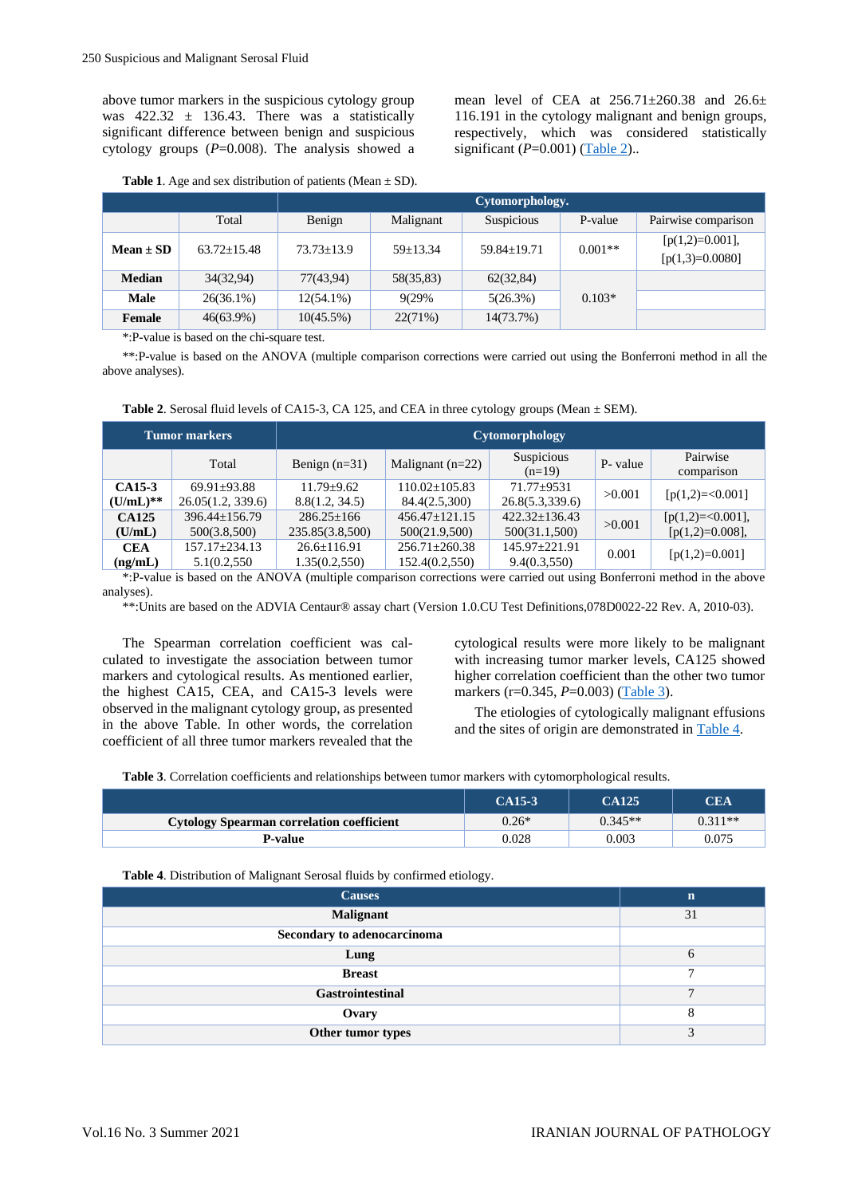above tumor markers in the suspicious cytology group was 422.32 ± 136.43. There was a statistically significant difference between benign and suspicious cytology groups (*P*=0.008). The analysis showed a mean level of CEA at 256.71±260.38 and 26.6± 116.191 in the cytology malignant and benign groups, respectively, which was considered statistically significant (*P*=0.001) (Table 2)..

**Table 1**. Age and sex distribution of patients (Mean ± SD).

| | Cytomorphology. | | | | | |
|---|---|---|---|---|---|---|
| | Total | Benign | Malignant | Suspicious | P-value | Pairwise comparison |
| **Mean ± SD** | 63.72±15.48 | 73.73±13.9 | 59±13.34 | 59.84±19.71 | 0.001** | [p(1,2)=0.001], [p(1,3)=0.0080] |
| **Median** | 34(32,94) | 77(43,94) | 58(35,83) | 62(32,84) | 0.103* | |
| **Male** | 26(36.1%) | 12(54.1%) | 9(29% | 5(26.3%) | | |
| **Female** | 46(63.9%) | 10(45.5%) | 22(71%) | 14(73.7%) | | |

*:P-value is based on the chi-square test.

**:P-value is based on the ANOVA (multiple comparison corrections were carried out using the Bonferroni method in all the above analyses).

**Table 2**. Serosal fluid levels of CA15-3, CA 125, and CEA in three cytology groups (Mean ± SEM).

| Tumor markers | Cytomorphology | | | | | |
|---|---|---|---|---|---|---|
| | Total | Benign (n=31) | Malignant (n=22) | Suspicious (n=19) | P- value | Pairwise comparison |
| **CA15-3 (U/mL)**** | 69.91±93.88<br>26.05(1.2, 339.6) | 11.79±9.62<br>8.8(1.2, 34.5) | 110.02±105.83<br>84.4(2.5,300) | 71.77±9531<br>26.8(5.3,339.6) | >0.001 | [p(1,2)=<0.001] |
| **CA125 (U/mL)** | 396.44±156.79<br>500(3.8,500) | 286.25±166<br>235.85(3.8,500) | 456.47±121.15<br>500(21.9,500) | 422.32±136.43<br>500(31.1,500) | >0.001 | [p(1,2)=<0.001], [p(1,2)=0.008], |
| **CEA (ng/mL)** | 157.17±234.13<br>5.1(0.2,550 | 26.6±116.91<br>1.35(0.2,550) | 256.71±260.38<br>152.4(0.2,550) | 145.97±221.91<br>9.4(0.3,550) | 0.001 | [p(1,2)=0.001] |

*:P-value is based on the ANOVA (multiple comparison corrections were carried out using Bonferroni method in the above analyses).

**:Units are based on the ADVIA Centaur® assay chart (Version 1.0.CU Test Definitions,078D0022-22 Rev. A, 2010-03).

The Spearman correlation coefficient was calculated to investigate the association between tumor markers and cytological results. As mentioned earlier, the highest CA15, CEA, and CA15-3 levels were observed in the malignant cytology group, as presented in the above Table. In other words, the correlation coefficient of all three tumor markers revealed that the cytological results were more likely to be malignant with increasing tumor marker levels, CA125 showed higher correlation coefficient than the other two tumor markers (r=0.345, *P*=0.003) (Table 3).

The etiologies of cytologically malignant effusions and the sites of origin are demonstrated in Table 4.

**Table 3**. Correlation coefficients and relationships between tumor markers with cytomorphological results.

| | CA15-3 | CA125 | CEA |
|---|---|---|---|
| **Cytology Spearman correlation coefficient** | 0.26* | 0.345** | 0.311** |
| **P-value** | 0.028 | 0.003 | 0.075 |

**Table 4**. Distribution of Malignant Serosal fluids by confirmed etiology.

| Causes | n |
|---|---|
| **Malignant** | 31 |
| **Secondary to adenocarcinoma** | |
| **Lung** | 6 |
| **Breast** | 7 |
| **Gastrointestinal** | 7 |
| **Ovary** | 8 |
| **Other tumor types** | 3 |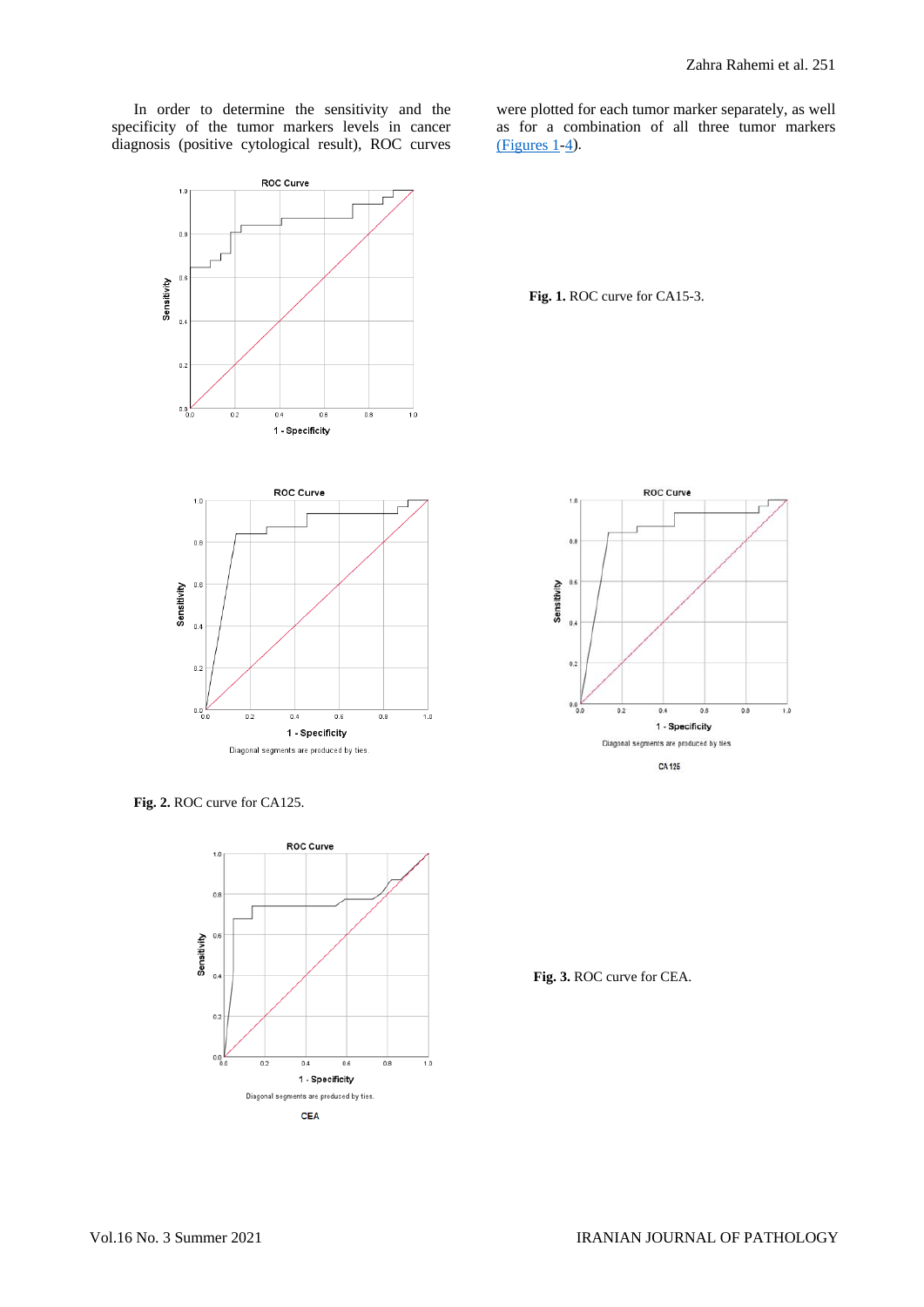In order to determine the sensitivity and the specificity of the tumor markers levels in cancer diagnosis (positive cytological result), ROC curves were plotted for each tumor marker separately, as well as for a combination of all three tumor markers (Figures 1-4).

**Fig. 1.** ROC curve for CA15-3.

**Fig. 2.** ROC curve for CA125.

**Fig. 3.** ROC curve for CEA.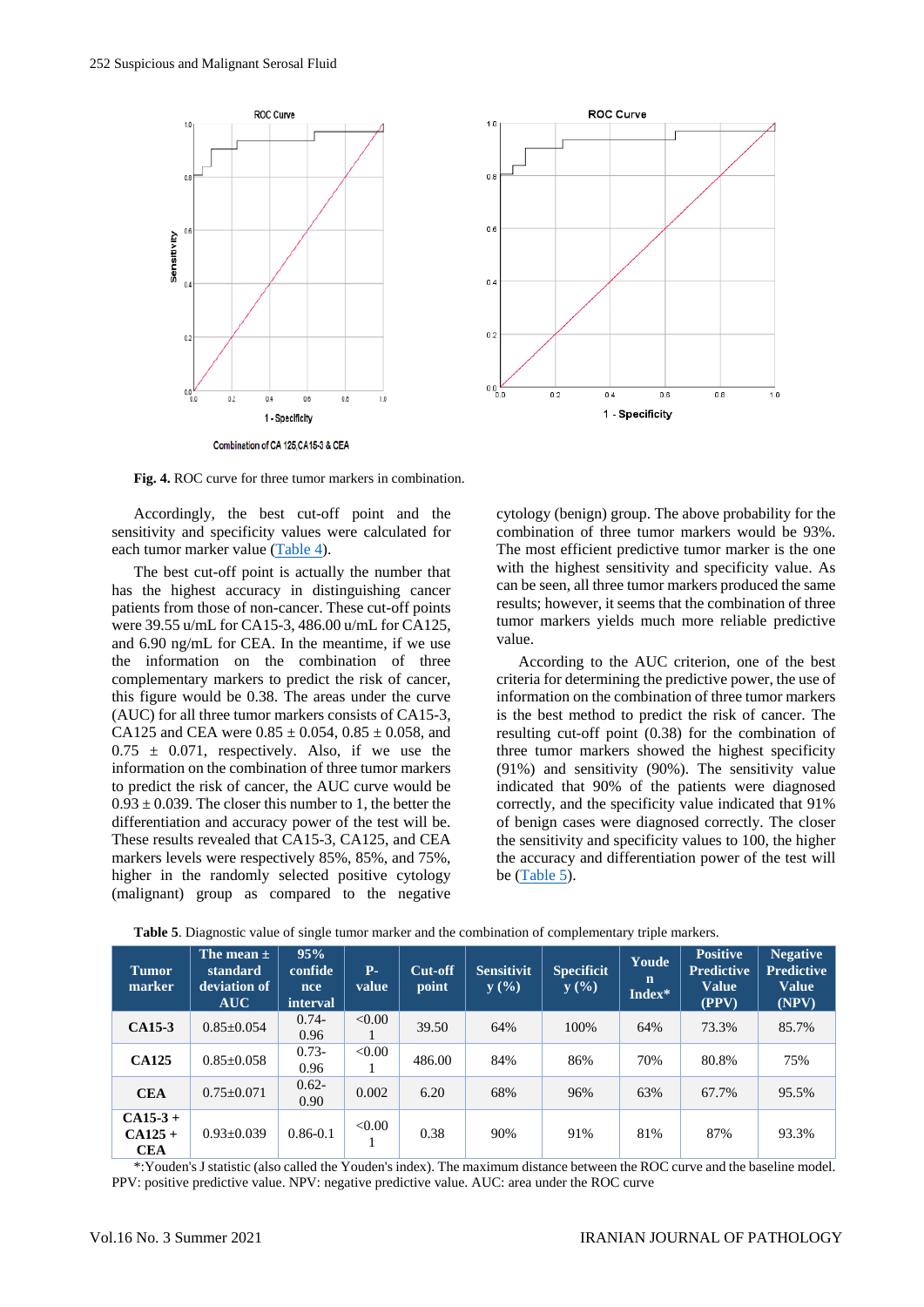Fig. 4. ROC curve for three tumor markers in combination.

Accordingly, the best cut-off point and the sensitivity and specificity values were calculated for each tumor marker value (Table 4).

The best cut-off point is actually the number that has the highest accuracy in distinguishing cancer patients from those of non-cancer. These cut-off points were 39.55 u/mL for CA15-3, 486.00 u/mL for CA125, and 6.90 ng/mL for CEA. In the meantime, if we use the information on the combination of three complementary markers to predict the risk of cancer, this figure would be 0.38. The areas under the curve (AUC) for all three tumor markers consists of CA15-3, CA125 and CEA were 0.85 ± 0.054, 0.85 ± 0.058, and 0.75 ± 0.071, respectively. Also, if we use the information on the combination of three tumor markers to predict the risk of cancer, the AUC curve would be 0.93 ± 0.039. The closer this number to 1, the better the differentiation and accuracy power of the test will be. These results revealed that CA15-3, CA125, and CEA markers levels were respectively 85%, 85%, and 75%, higher in the randomly selected positive cytology (malignant) group as compared to the negative cytology (benign) group. The above probability for the combination of three tumor markers would be 93%. The most efficient predictive tumor marker is the one with the highest sensitivity and specificity value. As can be seen, all three tumor markers produced the same results; however, it seems that the combination of three tumor markers yields much more reliable predictive value.

According to the AUC criterion, one of the best criteria for determining the predictive power, the use of information on the combination of three tumor markers is the best method to predict the risk of cancer. The resulting cut-off point (0.38) for the combination of three tumor markers showed the highest specificity (91%) and sensitivity (90%). The sensitivity value indicated that 90% of the patients were diagnosed correctly, and the specificity value indicated that 91% of benign cases were diagnosed correctly. The closer the sensitivity and specificity values to 100, the higher the accuracy and differentiation power of the test will be (Table 5).

**Table 5**. Diagnostic value of single tumor marker and the combination of complementary triple markers.

| Tumor marker | The mean ± standard deviation of AUC | 95% confidence interval | P-value | Cut-off point | Sensitivity (%) | Specificity (%) | Youden Index* | Positive Predictive Value (PPV) | Negative Predictive Value (NPV) |
|---|---|---|---|---|---|---|---|---|---|
| **CA15-3** | 0.85±0.054 | 0.74-0.96 | <0.001 | 39.50 | 64% | 100% | 64% | 73.3% | 85.7% |
| **CA125** | 0.85±0.058 | 0.73-0.96 | <0.001 | 486.00 | 84% | 86% | 70% | 80.8% | 75% |
| **CEA** | 0.75±0.071 | 0.62-0.90 | 0.002 | 6.20 | 68% | 96% | 63% | 67.7% | 95.5% |
| **CA15-3 + CA125 + CEA** | 0.93±0.039 | 0.86-0.1 | <0.001 | 0.38 | 90% | 91% | 81% | 87% | 93.3% |

*:Youden's J statistic (also called the Youden's index). The maximum distance between the ROC curve and the baseline model. PPV: positive predictive value. NPV: negative predictive value. AUC: area under the ROC curve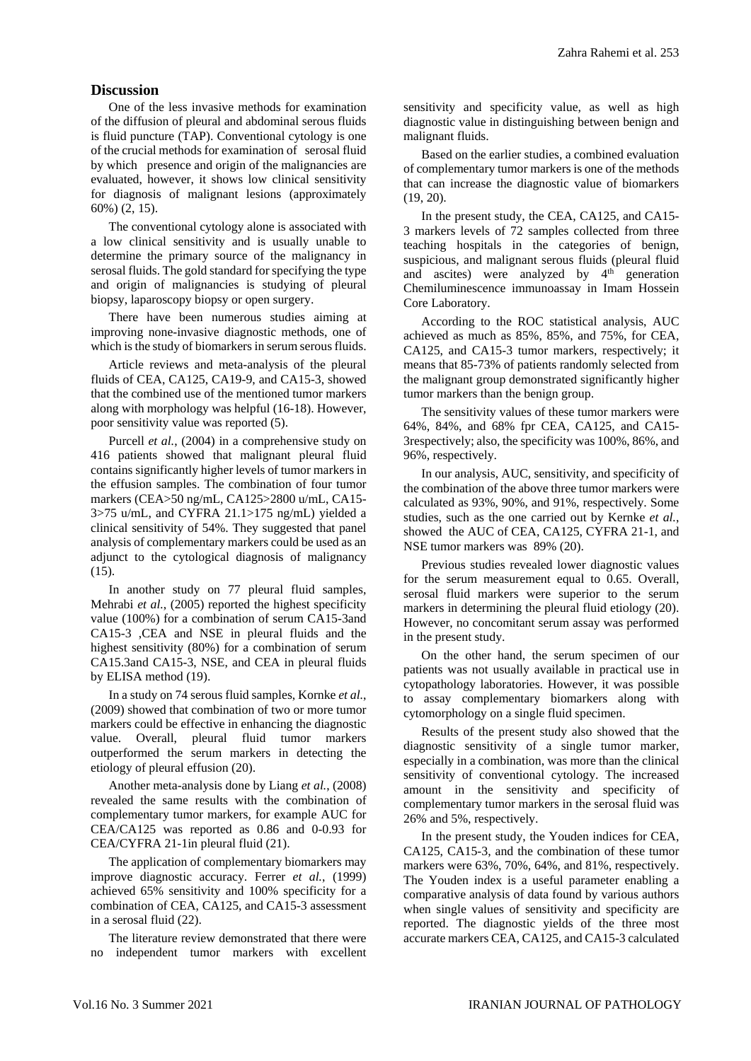## Discussion

One of the less invasive methods for examination of the diffusion of pleural and abdominal serous fluids is fluid puncture (TAP). Conventional cytology is one of the crucial methods for examination of serosal fluid by which presence and origin of the malignancies are evaluated, however, it shows low clinical sensitivity for diagnosis of malignant lesions (approximately 60%) (2, 15).

The conventional cytology alone is associated with a low clinical sensitivity and is usually unable to determine the primary source of the malignancy in serosal fluids. The gold standard for specifying the type and origin of malignancies is studying of pleural biopsy, laparoscopy biopsy or open surgery.

There have been numerous studies aiming at improving none-invasive diagnostic methods, one of which is the study of biomarkers in serum serous fluids.

Article reviews and meta-analysis of the pleural fluids of CEA, CA125, CA19-9, and CA15-3, showed that the combined use of the mentioned tumor markers along with morphology was helpful (16-18). However, poor sensitivity value was reported (5).

Purcell *et al.*, (2004) in a comprehensive study on 416 patients showed that malignant pleural fluid contains significantly higher levels of tumor markers in the effusion samples. The combination of four tumor markers (CEA>50 ng/mL, CA125>2800 u/mL, CA15-3>75 u/mL, and CYFRA 21.1>175 ng/mL) yielded a clinical sensitivity of 54%. They suggested that panel analysis of complementary markers could be used as an adjunct to the cytological diagnosis of malignancy (15).

In another study on 77 pleural fluid samples, Mehrabi *et al.*, (2005) reported the highest specificity value (100%) for a combination of serum CA15-3and CA15-3 ,CEA and NSE in pleural fluids and the highest sensitivity (80%) for a combination of serum CA15.3and CA15-3, NSE, and CEA in pleural fluids by ELISA method (19).

In a study on 74 serous fluid samples, Kornke *et al.*, (2009) showed that combination of two or more tumor markers could be effective in enhancing the diagnostic value. Overall, pleural fluid tumor markers outperformed the serum markers in detecting the etiology of pleural effusion (20).

Another meta-analysis done by Liang *et al.*, (2008) revealed the same results with the combination of complementary tumor markers, for example AUC for CEA/CA125 was reported as 0.86 and 0-0.93 for CEA/CYFRA 21-1in pleural fluid (21).

The application of complementary biomarkers may improve diagnostic accuracy. Ferrer *et al.*, (1999) achieved 65% sensitivity and 100% specificity for a combination of CEA, CA125, and CA15-3 assessment in a serosal fluid (22).

The literature review demonstrated that there were no independent tumor markers with excellent sensitivity and specificity value, as well as high diagnostic value in distinguishing between benign and malignant fluids.

Based on the earlier studies, a combined evaluation of complementary tumor markers is one of the methods that can increase the diagnostic value of biomarkers (19, 20).

In the present study, the CEA, CA125, and CA15-3 markers levels of 72 samples collected from three teaching hospitals in the categories of benign, suspicious, and malignant serous fluids (pleural fluid and ascites) were analyzed by 4th generation Chemiluminescence immunoassay in Imam Hossein Core Laboratory.

According to the ROC statistical analysis, AUC achieved as much as 85%, 85%, and 75%, for CEA, CA125, and CA15-3 tumor markers, respectively; it means that 85-73% of patients randomly selected from the malignant group demonstrated significantly higher tumor markers than the benign group.

The sensitivity values of these tumor markers were 64%, 84%, and 68% fpr CEA, CA125, and CA15-3respectively; also, the specificity was 100%, 86%, and 96%, respectively.

In our analysis, AUC, sensitivity, and specificity of the combination of the above three tumor markers were calculated as 93%, 90%, and 91%, respectively. Some studies, such as the one carried out by Kernke *et al.*, showed the AUC of CEA, CA125, CYFRA 21-1, and NSE tumor markers was 89% (20).

Previous studies revealed lower diagnostic values for the serum measurement equal to 0.65. Overall, serosal fluid markers were superior to the serum markers in determining the pleural fluid etiology (20). However, no concomitant serum assay was performed in the present study.

On the other hand, the serum specimen of our patients was not usually available in practical use in cytopathology laboratories. However, it was possible to assay complementary biomarkers along with cytomorphology on a single fluid specimen.

Results of the present study also showed that the diagnostic sensitivity of a single tumor marker, especially in a combination, was more than the clinical sensitivity of conventional cytology. The increased amount in the sensitivity and specificity of complementary tumor markers in the serosal fluid was 26% and 5%, respectively.

In the present study, the Youden indices for CEA, CA125, CA15-3, and the combination of these tumor markers were 63%, 70%, 64%, and 81%, respectively. The Youden index is a useful parameter enabling a comparative analysis of data found by various authors when single values of sensitivity and specificity are reported. The diagnostic yields of the three most accurate markers CEA, CA125, and CA15-3 calculated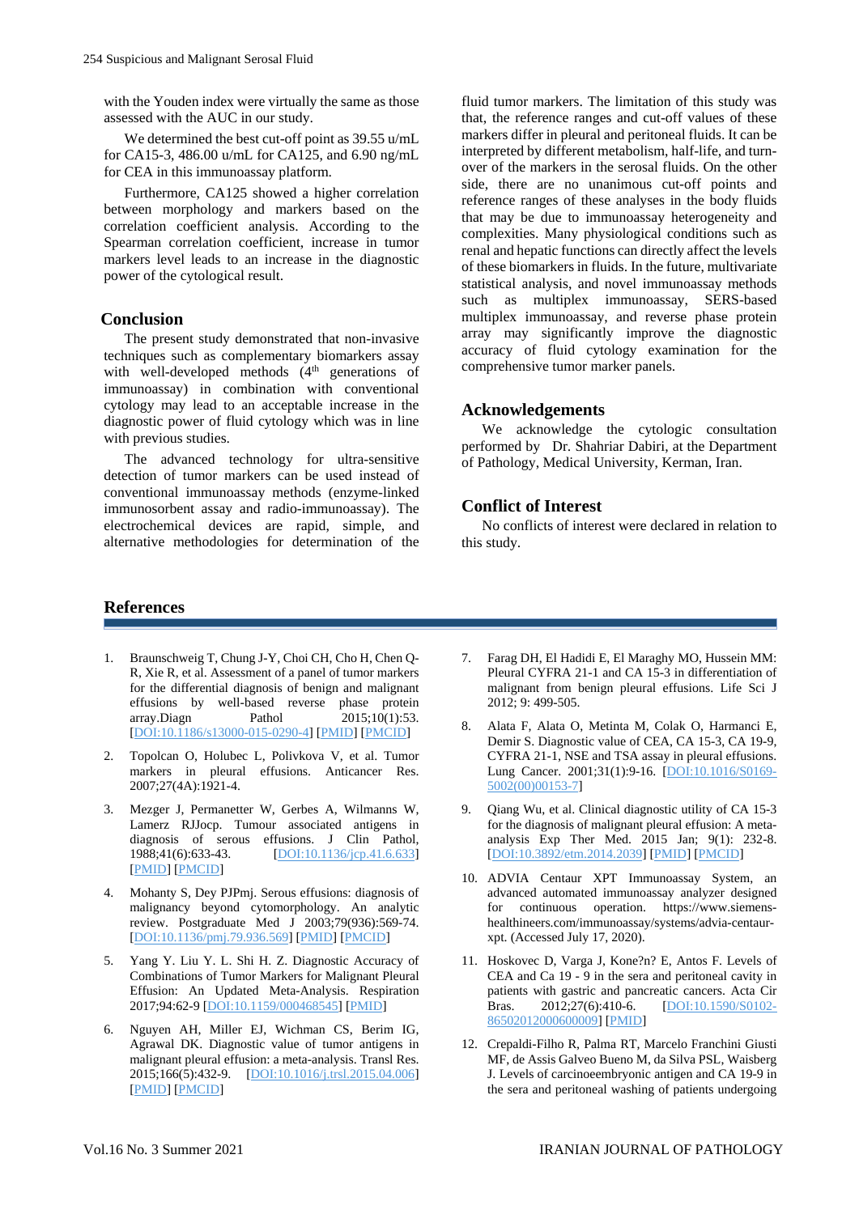with the Youden index were virtually the same as those assessed with the AUC in our study.

We determined the best cut-off point as 39.55 u/mL for CA15-3, 486.00 u/mL for CA125, and 6.90 ng/mL for CEA in this immunoassay platform.

Furthermore, CA125 showed a higher correlation between morphology and markers based on the correlation coefficient analysis. According to the Spearman correlation coefficient, increase in tumor markers level leads to an increase in the diagnostic power of the cytological result.

## Conclusion

The present study demonstrated that non-invasive techniques such as complementary biomarkers assay with well-developed methods (4th generations of immunoassay) in combination with conventional cytology may lead to an acceptable increase in the diagnostic power of fluid cytology which was in line with previous studies.

The advanced technology for ultra-sensitive detection of tumor markers can be used instead of conventional immunoassay methods (enzyme-linked immunosorbent assay and radio-immunoassay). The electrochemical devices are rapid, simple, and alternative methodologies for determination of the fluid tumor markers. The limitation of this study was that, the reference ranges and cut-off values of these markers differ in pleural and peritoneal fluids. It can be interpreted by different metabolism, half-life, and turn-over of the markers in the serosal fluids. On the other side, there are no unanimous cut-off points and reference ranges of these analyses in the body fluids that may be due to immunoassay heterogeneity and complexities. Many physiological conditions such as renal and hepatic functions can directly affect the levels of these biomarkers in fluids. In the future, multivariate statistical analysis, and novel immunoassay methods such as multiplex immunoassay, SERS-based multiplex immunoassay, and reverse phase protein array may significantly improve the diagnostic accuracy of fluid cytology examination for the comprehensive tumor marker panels.

## Acknowledgements

We acknowledge the cytologic consultation performed by Dr. Shahriar Dabiri, at the Department of Pathology, Medical University, Kerman, Iran.

## Conflict of Interest

No conflicts of interest were declared in relation to this study.

## References

1. Braunschweig T, Chung J-Y, Choi CH, Cho H, Chen Q-R, Xie R, et al. Assessment of a panel of tumor markers for the differential diagnosis of benign and malignant effusions by well-based reverse phase protein array.Diagn Pathol 2015;10(1):53. [DOI:10.1186/s13000-015-0290-4] [PMID] [PMCID]
2. Topolcan O, Holubec L, Polivkova V, et al. Tumor markers in pleural effusions. Anticancer Res. 2007;27(4A):1921-4.
3. Mezger J, Permanetter W, Gerbes A, Wilmanns W, Lamerz RJJocp. Tumour associated antigens in diagnosis of serous effusions. J Clin Pathol, 1988;41(6):633-43. [DOI:10.1136/jcp.41.6.633] [PMID] [PMCID]
4. Mohanty S, Dey PJPmj. Serous effusions: diagnosis of malignancy beyond cytomorphology. An analytic review. Postgraduate Med J 2003;79(936):569-74. [DOI:10.1136/pmj.79.936.569] [PMID] [PMCID]
5. Yang Y. Liu Y. L. Shi H. Z. Diagnostic Accuracy of Combinations of Tumor Markers for Malignant Pleural Effusion: An Updated Meta-Analysis. Respiration 2017;94:62-9 [DOI:10.1159/000468545] [PMID]
6. Nguyen AH, Miller EJ, Wichman CS, Berim IG, Agrawal DK. Diagnostic value of tumor antigens in malignant pleural effusion: a meta-analysis. Transl Res. 2015;166(5):432-9. [DOI:10.1016/j.trsl.2015.04.006] [PMID] [PMCID]
7. Farag DH, El Hadidi E, El Maraghy MO, Hussein MM: Pleural CYFRA 21-1 and CA 15-3 in differentiation of malignant from benign pleural effusions. Life Sci J 2012; 9: 499-505.
8. Alata F, Alata O, Metinta M, Colak O, Harmanci E, Demir S. Diagnostic value of CEA, CA 15-3, CA 19-9, CYFRA 21-1, NSE and TSA assay in pleural effusions. Lung Cancer. 2001;31(1):9-16. [DOI:10.1016/S0169-5002(00)00153-7]
9. Qiang Wu, et al. Clinical diagnostic utility of CA 15-3 for the diagnosis of malignant pleural effusion: A meta-analysis Exp Ther Med. 2015 Jan; 9(1): 232-8. [DOI:10.3892/etm.2014.2039] [PMID] [PMCID]
10. ADVIA Centaur XPT Immunoassay System, an advanced automated immunoassay analyzer designed for continuous operation. https://www.siemens-healthineers.com/immunoassay/systems/advia-centaur-xpt. (Accessed July 17, 2020).
11. Hoskovec D, Varga J, Kone?n? E, Antos F. Levels of CEA and Ca 19 - 9 in the sera and peritoneal cavity in patients with gastric and pancreatic cancers. Acta Cir Bras. 2012;27(6):410-6. [DOI:10.1590/S0102-86502012000600009] [PMID]
12. Crepaldi-Filho R, Palma RT, Marcelo Franchini Giusti MF, de Assis Galveo Bueno M, da Silva PSL, Waisberg J. Levels of carcinoembryonic antigen and CA 19-9 in the sera and peritoneal washing of patients undergoing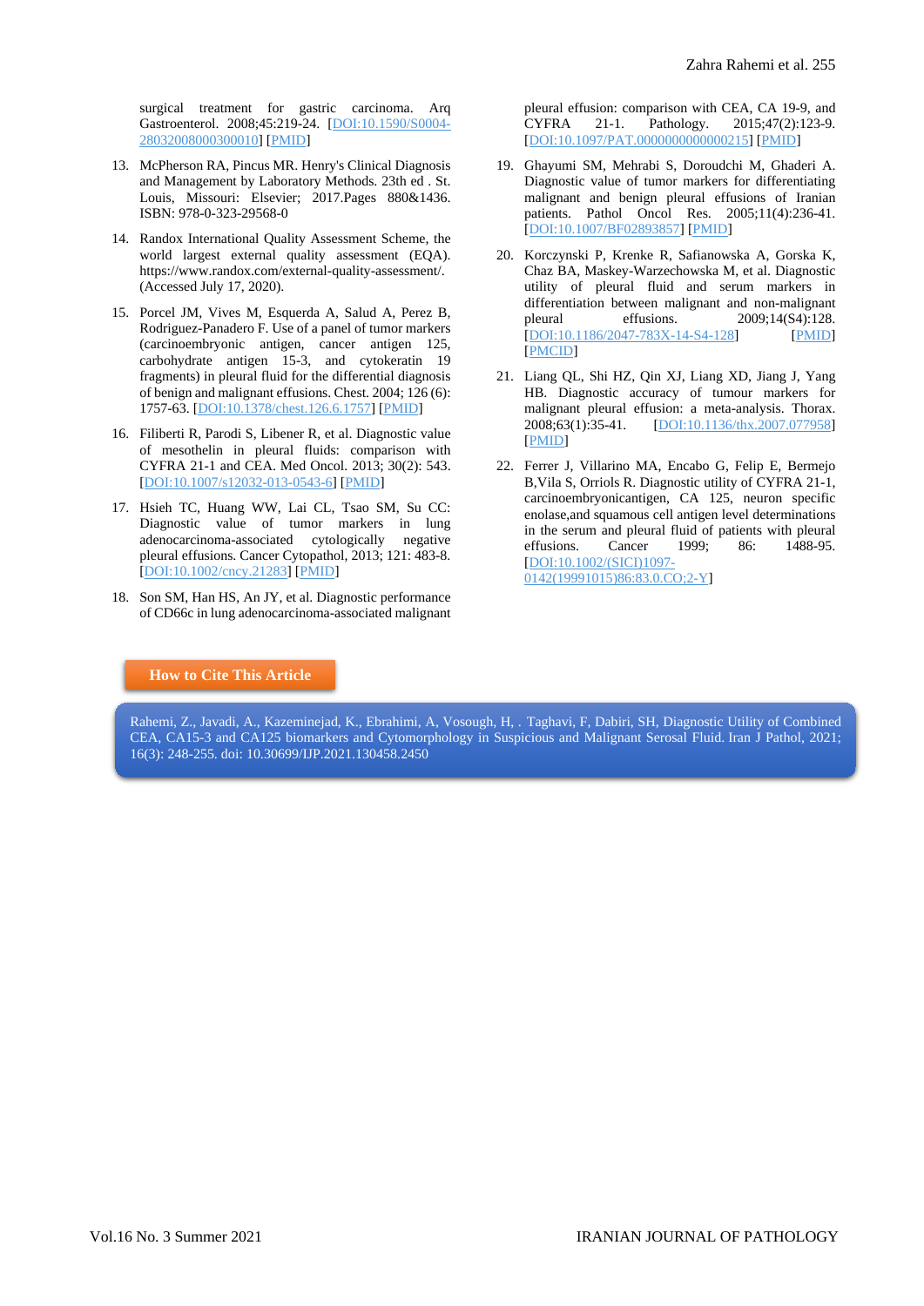surgical treatment for gastric carcinoma. Arq Gastroenterol. 2008;45:219-24. [DOI:10.1590/S0004-28032008000300010] [PMID]

13. McPherson RA, Pincus MR. Henry's Clinical Diagnosis and Management by Laboratory Methods. 23th ed . St. Louis, Missouri: Elsevier; 2017.Pages 880&1436. ISBN: 978-0-323-29568-0
14. Randox International Quality Assessment Scheme, the world largest external quality assessment (EQA). https://www.randox.com/external-quality-assessment/. (Accessed July 17, 2020).
15. Porcel JM, Vives M, Esquerda A, Salud A, Perez B, Rodriguez-Panadero F. Use of a panel of tumor markers (carcinoembryonic antigen, cancer antigen 125, carbohydrate antigen 15-3, and cytokeratin 19 fragments) in pleural fluid for the differential diagnosis of benign and malignant effusions. Chest. 2004; 126 (6): 1757-63. [DOI:10.1378/chest.126.6.1757] [PMID]
16. Filiberti R, Parodi S, Libener R, et al. Diagnostic value of mesothelin in pleural fluids: comparison with CYFRA 21-1 and CEA. Med Oncol. 2013; 30(2): 543. [DOI:10.1007/s12032-013-0543-6] [PMID]
17. Hsieh TC, Huang WW, Lai CL, Tsao SM, Su CC: Diagnostic value of tumor markers in lung adenocarcinoma-associated cytologically negative pleural effusions. Cancer Cytopathol, 2013; 121: 483-8. [DOI:10.1002/cncy.21283] [PMID]
18. Son SM, Han HS, An JY, et al. Diagnostic performance of CD66c in lung adenocarcinoma-associated malignant pleural effusion: comparison with CEA, CA 19-9, and CYFRA 21-1. Pathology. 2015;47(2):123-9. [DOI:10.1097/PAT.0000000000000215] [PMID]
19. Ghayumi SM, Mehrabi S, Doroudchi M, Ghaderi A. Diagnostic value of tumor markers for differentiating malignant and benign pleural effusions of Iranian patients. Pathol Oncol Res. 2005;11(4):236-41. [DOI:10.1007/BF02893857] [PMID]
20. Korczynski P, Krenke R, Safianowska A, Gorska K, Chaz BA, Maskey-Warzechowska M, et al. Diagnostic utility of pleural fluid and serum markers in differentiation between malignant and non-malignant pleural effusions. 2009;14(S4):128. [DOI:10.1186/2047-783X-14-S4-128] [PMID] [PMCID]
21. Liang QL, Shi HZ, Qin XJ, Liang XD, Jiang J, Yang HB. Diagnostic accuracy of tumour markers for malignant pleural effusion: a meta-analysis. Thorax. 2008;63(1):35-41. [DOI:10.1136/thx.2007.077958] [PMID]
22. Ferrer J, Villarino MA, Encabo G, Felip E, Bermejo B,Vila S, Orriols R. Diagnostic utility of CYFRA 21-1, carcinoembryonicantigen, CA 125, neuron specific enolase,and squamous cell antigen level determinations in the serum and pleural fluid of patients with pleural effusions. Cancer 1999; 86: 1488-95. [DOI:10.1002/(SICI)1097-0142(19991015)86:83.0.CO;2-Y]

**How to Cite This Article**

Rahemi, Z., Javadi, A., Kazeminejad, K., Ebrahimi, A, Vosough, H, . Taghavi, F, Dabiri, SH, Diagnostic Utility of Combined CEA, CA15-3 and CA125 biomarkers and Cytomorphology in Suspicious and Malignant Serosal Fluid. Iran J Pathol, 2021; 16(3): 248-255. doi: 10.30699/IJP.2021.130458.2450